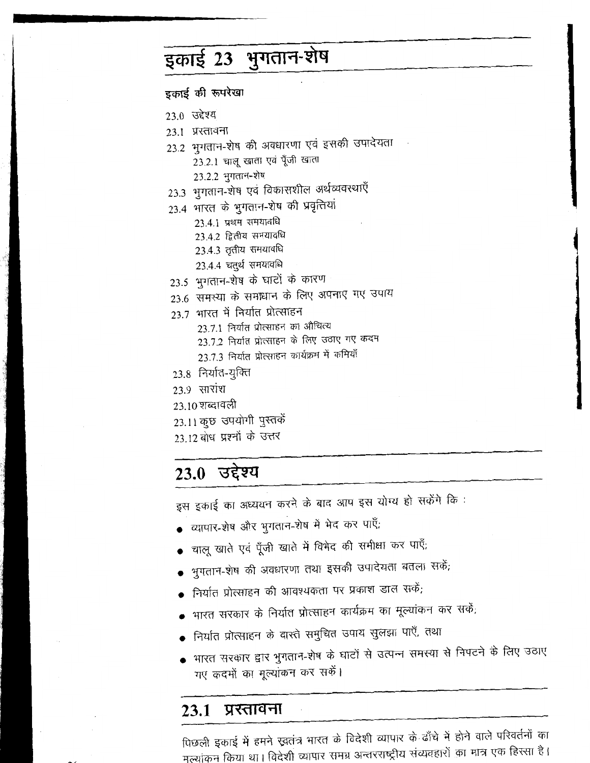# इकाई 23 भुगतान-शेष

**इकाई की रूपरेखा**

23.0 उद्देश्य

23.1 प्रस्तावना

23.2 भुगतान-शेष की अवधारणा एवं इसकी उपादेयता

- 23.2.1 चालू खाता एवं पूँजी खाता
- 23.2.2 भुगतान-शेष

23.3 भुगतान-शेष एवं विकासशील अर्थव्यवस्थाएँ

23.4 भारत के भुगतान-शेष की प्रवृत्तियां

- 23.4.1 प्रथम समयावधि
- 23.4.2 द्वितीय समयावधि
- 23.4.3 तृतीय समयावधि
- 23.4.4 चतुर्थ समयावधि

23.5 भुगतान-शेष के घाटों के कारण

23.6 समस्या के समाधान के लिए अपनाए गए उपाय

23.7 भारत में निर्यात प्रोत्साहन

- 23.7.1 निर्यात प्रोत्साहन का औचित्य
- 23.7.2 निर्यात प्रोत्साहन के लिए उठाए गए कदम
- 23.7.3 निर्यात प्रोत्साहन कार्यक्रम में कमियाँ

23.8 निर्यात-युक्ति

23.9 सारांश

23.10 शब्दावली

23.11 कुछ उपयोगी पुस्तकें

23.12 बोध प्रश्नों के उत्तर

## 23.0 उद्देश्य

इस इकाई का अध्ययन करने के बाद आप इस योग्य हो सकेंगे कि :

- व्यापार-शेष और भुगतान-शेष में भेद कर पाएँ;
- चालू खाते एवं पूँजी खाते में विभेद की समीक्षा कर पाएँ;
- भुगतान-शेष की अवधारणा तथा इसकी उपादेयता बतला सकें;
- निर्यात प्रोत्साहन की आवश्यकता पर प्रकाश डाल सकें;
- भारत सरकार के निर्यात प्रोत्साहन कार्यक्रम का मूल्यांकन कर सकें;
- निर्यात प्रोत्साहन के वास्ते समुचित उपाय सुलझा पाएँ, तथा
- भारत सरकार द्वार भुगतान-शेष के घाटों से उत्पन्न समस्या से निपटने के लिए उठाए गए कदमों का मूल्यांकन कर सकें।

## 23.1 प्रस्तावना

पिछली इकाई में हमने स्वतंत्र भारत के विदेशी व्यापार के ढाँचे में होने वाले परिवर्तनों का मूल्यांकन किया था। विदेशी व्यापार समग्र अन्तरराष्ट्रीय संव्यवहारों का मात्र एक हिस्सा है।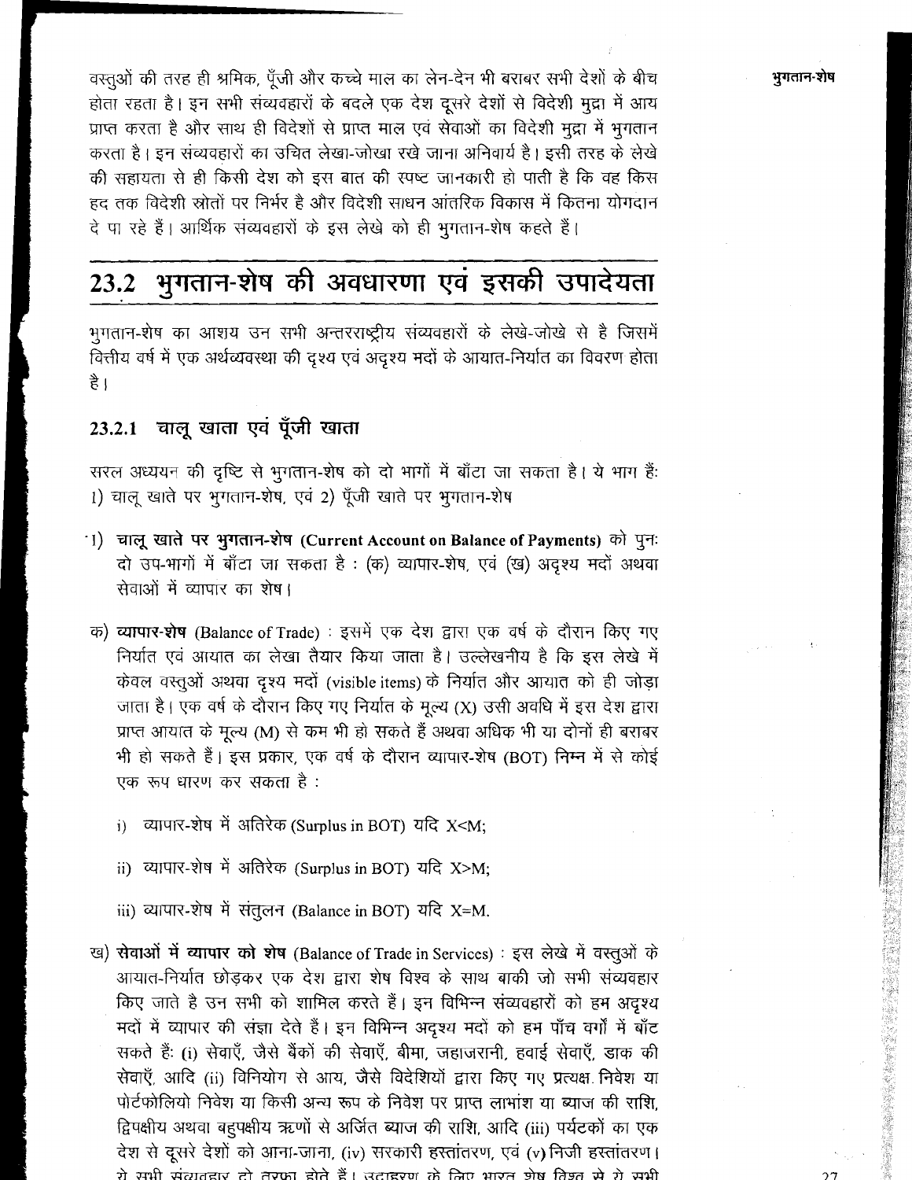वस्तुओं की तरह ही श्रमिक, पूँजी और कच्चे माल का लेन-देन भी बराबर सभी देशों के बीच होता रहता है। इन सभी संव्यवहारों के बदले एक देश दूसरे देशों से विदेशी मुद्रा में आय प्राप्त करता है और साथ ही विदेशों से प्राप्त माल एवं सेवाओं का विदेशी मुद्रा में भुगतान करता है। इन संव्यवहारों का उचित लेखा-जोखा रखे जाना अनिवार्य है। इसी तरह के लेखे की सहायता से ही किसी देश को इस बात की स्पष्ट जानकारी हो पाती है कि वह किस हद तक विदेशी स्रोतों पर निर्भर है और विदेशी साधन आंतरिक विकास में कितना योगदान दे पा रहे हैं। आर्थिक संव्यवहारों के इस लेखे को ही भुगतान-शेष कहते हैं।

## 23.2 भुगतान-शेष की अवधारणा एवं इसकी उपादेयता

भुगतान-शेष का आशय उन सभी अन्तरराष्ट्रीय संव्यवहारों के लेखे-जोखे से है जिसमें वित्तीय वर्ष में एक अर्थव्यवस्था की दृश्य एवं अदृश्य मदों के आयात-निर्यात का विवरण होता है।

### 23.2.1 चालू खाता एवं पूँजी खाता

सरल अध्ययन की दृष्टि से भुगतान-शेष को दो भागों में बाँटा जा सकता है। ये भाग हैं: 1) चालू खाते पर भुगतान-शेष, एवं 2) पूँजी खाते पर भुगतान-शेष

1) **चालू खाते पर भुगतान-शेष (Current Account on Balance of Payments)** को पुनः दो उप-भागों में बाँटा जा सकता है : (क) व्यापार-शेष, एवं (ख) अदृश्य मदों अथवा सेवाओं में व्यापार का शेष।

क) **व्यापार-शेष** (Balance of Trade) : इसमें एक देश द्वारा एक वर्ष के दौरान किए गए निर्यात एवं आयात का लेखा तैयार किया जाता है। उल्लेखनीय है कि इस लेखे में केवल वस्तुओं अथवा दृश्य मदों (visible items) के निर्यात और आयात को ही जोड़ा जाता है। एक वर्ष के दौरान किए गए निर्यात के मूल्य (X) उसी अवधि में इस देश द्वारा प्राप्त आयात के मूल्य (M) से कम भी हो सकते हैं अथवा अधिक भी या दोनों ही बराबर भी हो सकते हैं। इस प्रकार, एक वर्ष के दौरान व्यापार-शेष (BOT) निम्न में से कोई एक रूप धारण कर सकता है :

i) व्यापार-शेष में अतिरेक (Surplus in BOT) यदि $X<M$;

ii) व्यापार-शेष में अतिरेक (Surplus in BOT) यदि $X>M$;

iii) व्यापार-शेष में संतुलन (Balance in BOT) यदि $X=M$.

ख) **सेवाओं में व्यापार को शेष** (Balance of Trade in Services) : इस लेखे में वस्तुओं के आयात-निर्यात छोड़कर एक देश द्वारा शेष विश्व के साथ बाकी जो सभी संव्यवहार किए जाते है उन सभी को शामिल करते हैं। इन विभिन्न संव्यवहारों को हम अदृश्य मदों में व्यापार की संज्ञा देते हैं। इन विभिन्न अदृश्य मदों को हम पाँच वर्गों में बाँट सकते हैं: (i) सेवाएँ, जैसे बैंकों की सेवाएँ, बीमा, जहाजरानी, हवाई सेवाएँ, डाक की सेवाएँ, आदि (ii) विनियोग से आय, जैसे विदेशियों द्वारा किए गए प्रत्यक्ष निवेश या पोर्टफोलियो निवेश या किसी अन्य रूप के निवेश पर प्राप्त लाभांश या ब्याज की राशि, द्विपक्षीय अथवा बहुपक्षीय ऋणों से अर्जित ब्याज की राशि, आदि (iii) पर्यटकों का एक देश से दूसरे देशों को आना-जाना, (iv) सरकारी हस्तांतरण, एवं (v) निजी हस्तांतरण। ये सभी संव्यवहार दो तरफा होते हैं। उदाहरण के लिए भारत शेष विश्व से ये सभी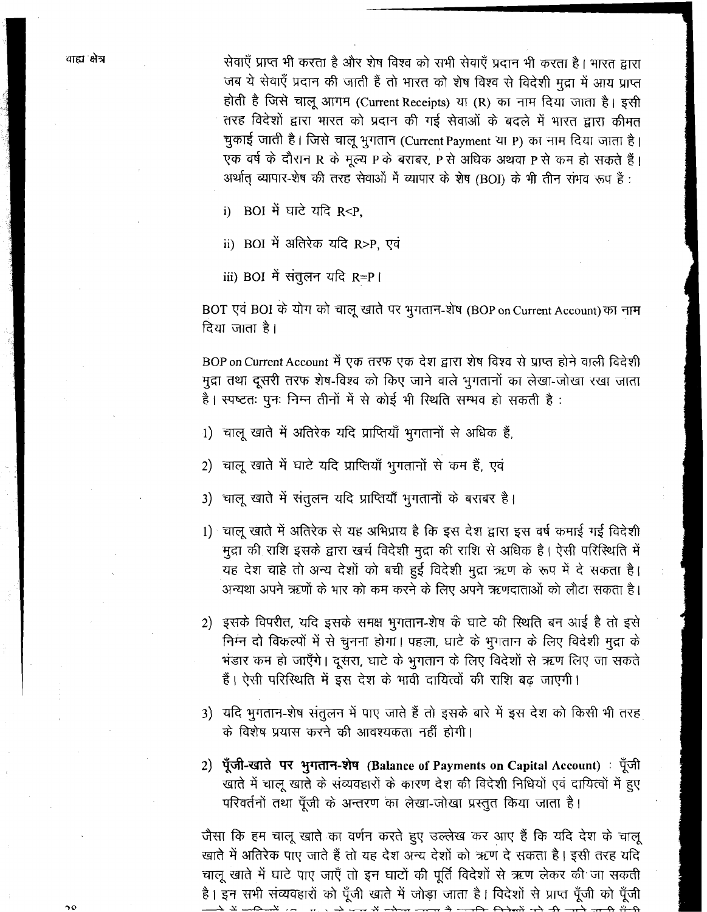सेवाएँ प्राप्त भी करता है और शेष विश्व को सभी सेवाएँ प्रदान भी करता है। भारत द्वारा जब ये सेवाएँ प्रदान की जाती हैं तो भारत को शेष विश्व से विदेशी मुद्रा में आय प्राप्त होती है जिसे चालू आगम (Current Receipts) या (R) का नाम दिया जाता है। इसी तरह विदेशों द्वारा भारत को प्रदान की गई सेवाओं के बदले में भारत द्वारा कीमत चुकाई जाती है। जिसे चालू भुगतान (Current Payment या P) का नाम दिया जाता है। एक वर्ष के दौरान R के मूल्य P के बराबर, P से अधिक अथवा P से कम हो सकते हैं। अर्थात् व्यापार-शेष की तरह सेवाओं में व्यापार के शेष (BOI) के भी तीन संभव रूप हैं :

i) BOI में घाटे यदि $R<P$,

ii) BOI में अतिरेक यदि $R>P$, एवं

iii) BOI में संतुलन यदि $R=P$।

BOT एवं BOI के योग को चालू खाते पर भुगतान-शेष (BOP on Current Account) का नाम दिया जाता है।

BOP on Current Account में एक तरफ एक देश द्वारा शेष विश्व से प्राप्त होने वाली विदेशी मुद्रा तथा दूसरी तरफ शेष-विश्व को किए जाने वाले भुगतानों का लेखा-जोखा रखा जाता है। स्पष्टतः पुनः निम्न तीनों में से कोई भी स्थिति सम्भव हो सकती है :

1) चालू खाते में अतिरेक यदि प्राप्तियाँ भुगतानों से अधिक हैं,

2) चालू खाते में घाटे यदि प्राप्तियाँ भुगतानों से कम हैं, एवं

3) चालू खाते में संतुलन यदि प्राप्तियाँ भुगतानों के बराबर है।

1) चालू खाते में अतिरेक से यह अभिप्राय है कि इस देश द्वारा इस वर्ष कमाई गई विदेशी मुद्रा की राशि इसके द्वारा खर्च विदेशी मुद्रा की राशि से अधिक है। ऐसी परिस्थिति में यह देश चाहे तो अन्य देशों को बची हुई विदेशी मुद्रा ऋण के रूप में दे सकता है। अन्यथा अपने ऋणों के भार को कम करने के लिए अपने ऋणदाताओं को लौटा सकता है।

2) इसके विपरीत, यदि इसके समक्ष भुगतान-शेष के घाटे की स्थिति बन आई है तो इसे निम्न दो विकल्पों में से चुनना होगा। पहला, घाटे के भुगतान के लिए विदेशी मुद्रा के भंडार कम हो जाएँगे। दूसरा, घाटे के भुगतान के लिए विदेशों से ऋण लिए जा सकते हैं। ऐसी परिस्थिति में इस देश के भावी दायित्वों की राशि बढ़ जाएगी।

3) यदि भुगतान-शेष संतुलन में पाए जाते हैं तो इसके बारे में इस देश को किसी भी तरह के विशेष प्रयास करने की आवश्यकता नहीं होगी।

2) **पूँजी-खाते पर भुगतान-शेष (Balance of Payments on Capital Account)** : पूँजी खाते में चालू खाते के संव्यवहारों के कारण देश की विदेशी निधियों एवं दायित्वों में हुए परिवर्तनों तथा पूँजी के अन्तरण का लेखा-जोखा प्रस्तुत किया जाता है।

जैसा कि हम चालू खाते का वर्णन करते हुए उल्लेख कर आए हैं कि यदि देश के चालू खाते में अतिरेक पाए जाते हैं तो यह देश अन्य देशों को ऋण दे सकता है। इसी तरह यदि चालू खाते में घाटे पाए जाएँ तो इन घाटों की पूर्ति विदेशों से ऋण लेकर की जा सकती है। इन सभी संव्यवहारों को पूँजी खाते में जोड़ा जाता है। विदेशों से प्राप्त पूँजी को पूँजी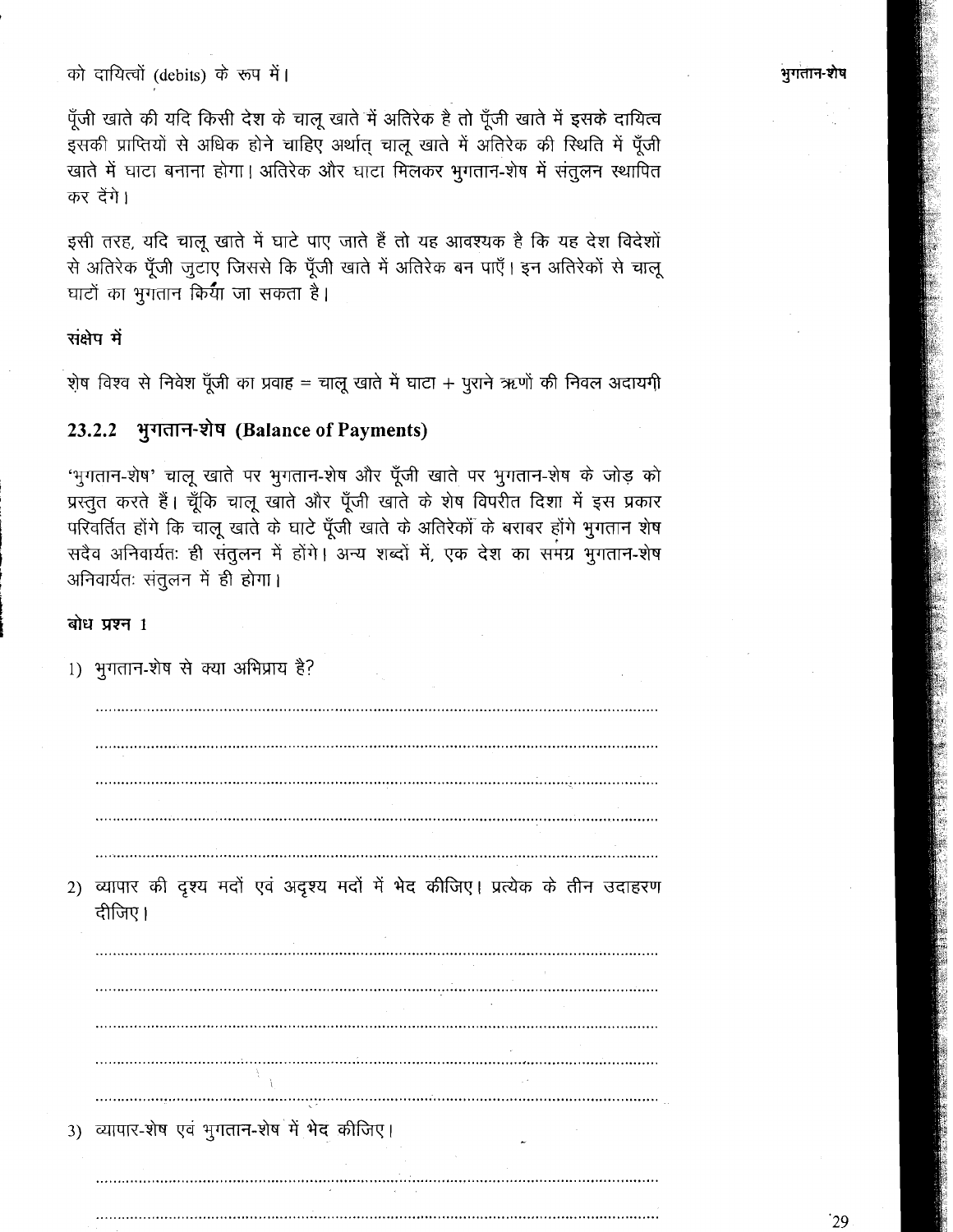को दायित्वों (debits) के रूप में।

पूँजी खाते की यदि किसी देश के चालू खाते में अतिरेक है तो पूँजी खाते में इसके दायित्व इसकी प्राप्तियों से अधिक होने चाहिए अर्थात् चालू खाते में अतिरेक की स्थिति में पूँजी खाते में घाटा बनाना होगा। अतिरेक और घाटा मिलकर भुगतान-शेष में संतुलन स्थापित कर देंगे।

इसी तरह, यदि चालू खाते में घाटे पाए जाते हैं तो यह आवश्यक है कि यह देश विदेशों से अतिरेक पूँजी जुटाए जिससे कि पूँजी खाते में अतिरेक बन पाएँ। इन अतिरेकों से चालू घाटों का भुगतान किया जा सकता है।

**संक्षेप में**

शेष विश्व से निवेश पूँजी का प्रवाह = चालू खाते में घाटा + पुराने ऋणों की निवल अदायगी

### 23.2.2 भुगतान-शेष (Balance of Payments)

'भुगतान-शेष' चालू खाते पर भुगतान-शेष और पूँजी खाते पर भुगतान-शेष के जोड़ को प्रस्तुत करते हैं। चूँकि चालू खाते और पूँजी खाते के शेष विपरीत दिशा में इस प्रकार परिवर्तित होंगे कि चालू खाते के घाटे पूँजी खाते के अतिरेकों के बराबर होंगे भुगतान शेष सदैव अनिवार्यतः ही संतुलन में होंगे। अन्य शब्दों में, एक देश का समग्र भुगतान-शेष अनिवार्यतः संतुलन में ही होगा।

**बोध प्रश्न 1**

1) भुगतान-शेष से क्या अभिप्राय है?

..........................................................................................................

..........................................................................................................

..........................................................................................................

..........................................................................................................

..........................................................................................................

2) व्यापार की दृश्य मदों एवं अदृश्य मदों में भेद कीजिए। प्रत्येक के तीन उदाहरण दीजिए।

..........................................................................................................

..........................................................................................................

..........................................................................................................

..........................................................................................................

..........................................................................................................

3) व्यापार-शेष एवं भुगतान-शेष में भेद कीजिए।

..........................................................................................................

..........................................................................................................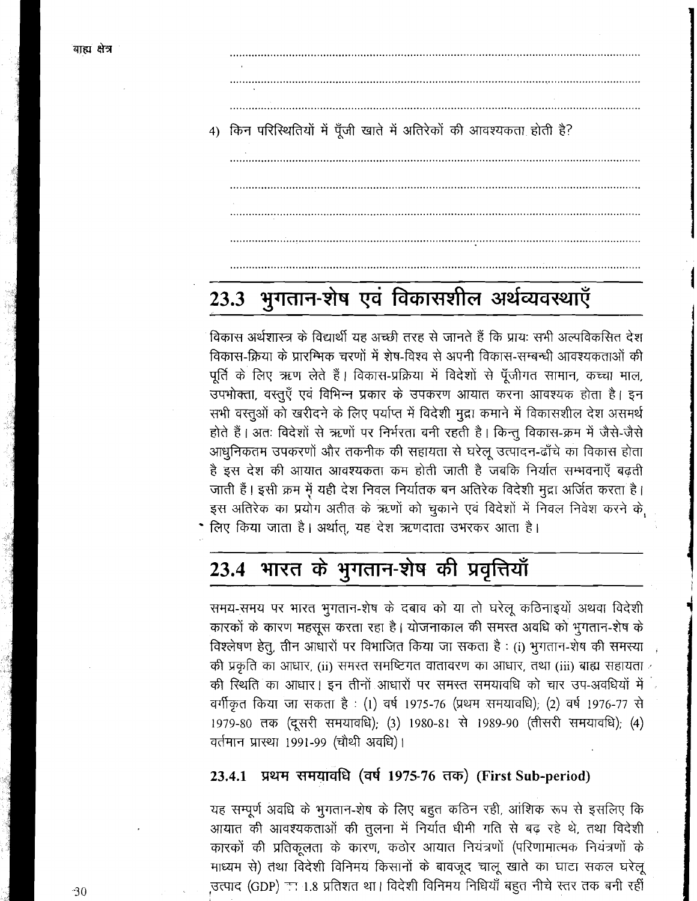4) किन परिस्थितियों में पूँजी खाते में अतिरेकों की आवश्यकता होती है?

.............................................................................................................

.............................................................................................................

.............................................................................................................

.............................................................................................................

.............................................................................................................

## 23.3 भुगतान-शेष एवं विकासशील अर्थव्यवस्थाएँ

विकास अर्थशास्त्र के विद्यार्थी यह अच्छी तरह से जानते हैं कि प्रायः सभी अल्पविकसित देश विकास-क्रिया के प्रारम्भिक चरणों में शेष-विश्व से अपनी विकास-सम्बन्धी आवश्यकताओं की पूर्ति के लिए ऋण लेते हैं। विकास-प्रक्रिया में विदेशों से पूँजीगत सामान, कच्चा माल, उपभोक्ता, वस्तुएँ एवं विभिन्न प्रकार के उपकरण आयात करना आवश्यक होता है। इन सभी वस्तुओं को खरीदने के लिए पर्याप्त में विदेशी मुद्रा कमाने में विकासशील देश असमर्थ होते हैं। अतः विदेशों से ऋणों पर निर्भरता बनी रहती है। किन्तु विकास-क्रम में जैसे-जैसे आधुनिकतम उपकरणों और तकनीक की सहायता से घरेलू उत्पादन-ढाँचे का विकास होता है इस देश की आयात आवश्यकता कम होती जाती है जबकि निर्यात सम्भवनाएँ बढ़ती जाती हैं। इसी क्रम में यही देश निवल निर्यातक बन अतिरेक विदेशी मुद्रा अर्जित करता है। इस अतिरेक का प्रयोग अतीत के ऋणों को चुकाने एवं विदेशों में निवल निवेश करने के लिए किया जाता है। अर्थात्, यह देश ऋणदाता उभरकर आता है।

## 23.4 भारत के भुगतान-शेष की प्रवृत्तियाँ

समय-समय पर भारत भुगतान-शेष के दबाव को या तो घरेलू कठिनाइयों अथवा विदेशी कारकों के कारण महसूस करता रहा है। योजनाकाल की समस्त अवधि को भुगतान-शेष के विश्लेषण हेतु, तीन आधारों पर विभाजित किया जा सकता है : (i) भुगतान-शेष की समस्या की प्रकृति का आधार, (ii) समस्त समष्टिगत वातावरण का आधार, तथा (iii) बाह्य सहायता की स्थिति का आधार। इन तीनों आधारों पर समस्त समयावधि को चार उप-अवधियों में वर्गीकृत किया जा सकता है : (1) वर्ष 1975-76 (प्रथम समयावधि); (2) वर्ष 1976-77 से 1979-80 तक (दूसरी समयावधि); (3) 1980-81 से 1989-90 (तीसरी समयावधि); (4) वर्तमान प्रास्था 1991-99 (चौथी अवधि)।

### 23.4.1 प्रथम समयावधि (वर्ष 1975-76 तक) (First Sub-period)

यह सम्पूर्ण अवधि के भुगतान-शेष के लिए बहुत कठिन रही, आंशिक रूप से इसलिए कि आयात की आवश्यकताओं की तुलना में निर्यात धीमी गति से बढ़ रहे थे, तथा विदेशी कारकों की प्रतिकूलता के कारण, कठोर आयात नियंत्रणों (परिणामात्मक नियंत्रणों के माध्यम से) तथा विदेशी विनिमय किसानों के बावजूद चालू खाते का घाटा सकल घरेलू उत्पाद (GDP) का 1.8 प्रतिशत था। विदेशी विनिमय निधियाँ बहुत नीचे स्तर तक बनी रहीं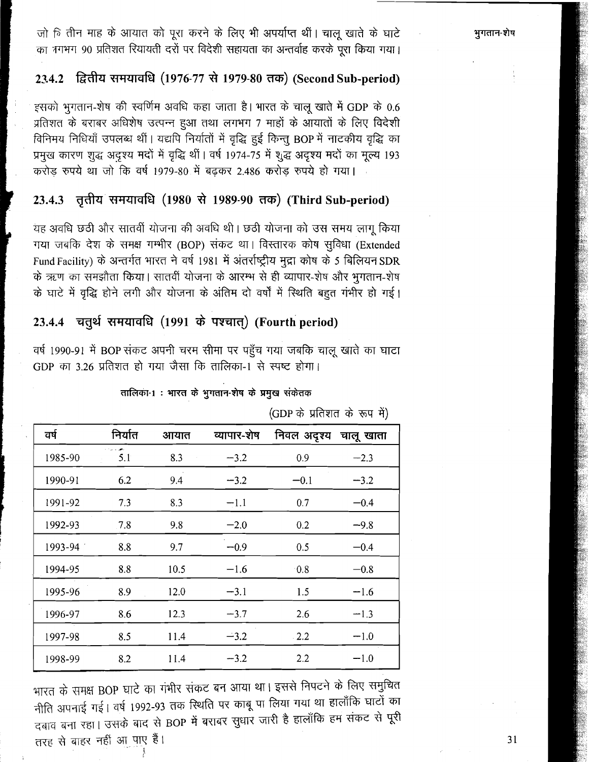जो कि तीन माह के आयात को पूरा करने के लिए भी अपर्याप्त थीं। चालू खाते के घाटे का लगभग 90 प्रतिशत रियायती दरों पर विदेशी सहायता का अन्तर्वाह करके पूरा किया गया।

### 23.4.2 द्वितीय समयावधि (1976-77 से 1979-80 तक) (Second Sub-period)

इसको भुगतान-शेष की स्वर्णिम अवधि कहा जाता है। भारत के चालू खाते में GDP के 0.6 प्रतिशत के बराबर अधिशेष उत्पन्न हुआ तथा लगभग 7 माहों के आयातों के लिए विदेशी विनिमय निधियाँ उपलब्ध थीं। यद्यपि निर्यातों में वृद्धि हुई किन्तु BOP में नाटकीय वृद्धि का प्रमुख कारण शुद्ध अदृश्य मदों में वृद्धि थीं। वर्ष 1974-75 में शुद्ध अदृश्य मदों का मूल्य 193 करोड़ रुपये था जो कि वर्ष 1979-80 में बढ़कर 2.486 करोड़ रुपये हो गया।

### 23.4.3 तृतीय समयावधि (1980 से 1989-90 तक) (Third Sub-period)

यह अवधि छठी और सातवीं योजना की अवधि थी। छठी योजना को उस समय लागू किया गया जबकि देश के समक्ष गम्भीर (BOP) संकट था। विस्तारक कोष सुविधा (Extended Fund Facility) के अन्तर्गत भारत ने वर्ष 1981 में अंतर्राष्ट्रीय मुद्रा कोष के 5 बिलियन SDR के ऋण का समझौता किया। सातवीं योजना के आरम्भ से ही व्यापार-शेष और भुगतान-शेष के घाटे में वृद्धि होने लगी और योजना के अंतिम दो वर्षों में स्थिति बहुत गंभीर हो गई।

### 23.4.4 चतुर्थ समयावधि (1991 के पश्चात्) (Fourth period)

वर्ष 1990-91 में BOP संकट अपनी चरम सीमा पर पहुँच गया जबकि चालू खाते का घाटा GDP का 3.26 प्रतिशत हो गया जैसा कि तालिका-1 से स्पष्ट होगा।

**तालिका-1 : भारत के भुगतान-शेष के प्रमुख संकेतक**

(GDP के प्रतिशत के रूप में)

| वर्ष | निर्यात | आयात | व्यापार-शेष | निवल अदृश्य | चालू खाता |
|---|---|---|---|---|---|
| 1985-90 | 5.1 | 8.3 | −3.2 | 0.9 | −2.3 |
| 1990-91 | 6.2 | 9.4 | −3.2 | −0.1 | −3.2 |
| 1991-92 | 7.3 | 8.3 | −1.1 | 0.7 | −0.4 |
| 1992-93 | 7.8 | 9.8 | −2.0 | 0.2 | −9.8 |
| 1993-94 | 8.8 | 9.7 | −0.9 | 0.5 | −0.4 |
| 1994-95 | 8.8 | 10.5 | −1.6 | 0.8 | −0.8 |
| 1995-96 | 8.9 | 12.0 | −3.1 | 1.5 | −1.6 |
| 1996-97 | 8.6 | 12.3 | −3.7 | 2.6 | −1.3 |
| 1997-98 | 8.5 | 11.4 | −3.2 | 2.2 | −1.0 |
| 1998-99 | 8.2 | 11.4 | −3.2 | 2.2 | −1.0 |

भारत के समक्ष BOP घाटे का गंभीर संकट बन आया था। इससे निपटने के लिए समुचित नीति अपनाई गई। वर्ष 1992-93 तक स्थिति पर काबू पा लिया गया था हालाँकि घाटों का दबाव बना रहा। उसके बाद से BOP में बराबर सुधार जारी है हालाँकि हम संकट से पूरी तरह से बाहर नहीं आ पाए हैं।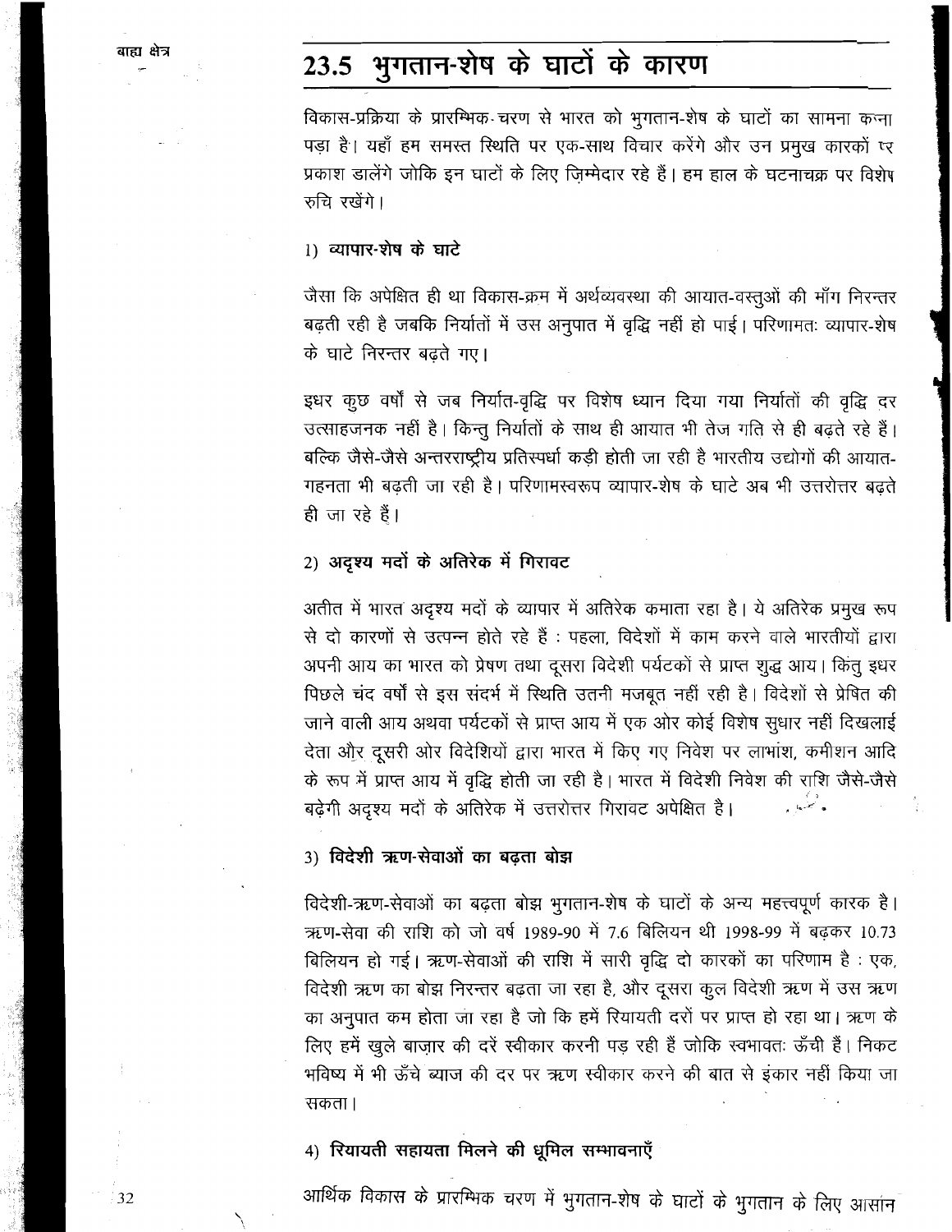## 23.5 भुगतान-शेष के घाटों के कारण

विकास-प्रक्रिया के प्रारम्भिक-चरण से भारत को भुगतान-शेष के घाटों का सामना करना पड़ा है। यहाँ हम समस्त स्थिति पर एक-साथ विचार करेंगे और उन प्रमुख कारकों पर प्रकाश डालेंगे जोकि इन घाटों के लिए ज़िम्मेदार रहे हैं। हम हाल के घटनाचक्र पर विशेष रुचि रखेंगे।

### 1) व्यापार-शेष के घाटे

जैसा कि अपेक्षित ही था विकास-क्रम में अर्थव्यवस्था की आयात-वस्तुओं की माँग निरन्तर बढ़ती रही है जबकि निर्यातों में उस अनुपात में वृद्धि नहीं हो पाई। परिणामतः व्यापार-शेष के घाटे निरन्तर बढ़ते गए।

इधर कुछ वर्षों से जब निर्यात-वृद्धि पर विशेष ध्यान दिया गया निर्यातों की वृद्धि दर उत्साहजनक नहीं है। किन्तु निर्यातों के साथ ही आयात भी तेज गति से ही बढ़ते रहे हैं। बल्कि जैसे-जैसे अन्तरराष्ट्रीय प्रतिस्पर्धा कड़ी होती जा रही है भारतीय उद्योगों की आयात-गहनता भी बढ़ती जा रही है। परिणामस्वरूप व्यापार-शेष के घाटे अब भी उत्तरोत्तर बढ़ते ही जा रहे हैं।

### 2) अदृश्य मदों के अतिरेक में गिरावट

अतीत में भारत अदृश्य मदों के व्यापार में अतिरेक कमाता रहा है। ये अतिरेक प्रमुख रूप से दो कारणों से उत्पन्न होते रहे हैं : पहला, विदेशों में काम करने वाले भारतीयों द्वारा अपनी आय का भारत को प्रेषण तथा दूसरा विदेशी पर्यटकों से प्राप्त शुद्ध आय। किंतु इधर पिछले चंद वर्षों से इस संदर्भ में स्थिति उतनी मजबूत नहीं रही है। विदेशों से प्रेषित की जाने वाली आय अथवा पर्यटकों से प्राप्त आय में एक ओर कोई विशेष सुधार नहीं दिखलाई देता और दूसरी ओर विदेशियों द्वारा भारत में किए गए निवेश पर लाभांश, कमीशन आदि के रूप में प्राप्त आय में वृद्धि होती जा रही है। भारत में विदेशी निवेश की राशि जैसे-जैसे बढ़ेगी अदृश्य मदों के अतिरेक में उत्तरोत्तर गिरावट अपेक्षित है।

### 3) विदेशी ऋण-सेवाओं का बढ़ता बोझ

विदेशी-ऋण-सेवाओं का बढ़ता बोझ भुगतान-शेष के घाटों के अन्य महत्त्वपूर्ण कारक है। ऋण-सेवा की राशि को जो वर्ष 1989-90 में 7.6 बिलियन थी 1998-99 में बढ़कर 10.73 बिलियन हो गई। ऋण-सेवाओं की राशि में सारी वृद्धि दो कारकों का परिणाम है : एक, विदेशी ऋण का बोझ निरन्तर बढ़ता जा रहा है, और दूसरा कुल विदेशी ऋण में उस ऋण का अनुपात कम होता जा रहा है जो कि हमें रियायती दरों पर प्राप्त हो रहा था। ऋण के लिए हमें खुले बाज़ार की दरें स्वीकार करनी पड़ रही हैं जोकि स्वभावतः ऊँची हैं। निकट भविष्य में भी ऊँचे ब्याज की दर पर ऋण स्वीकार करने की बात से इंकार नहीं किया जा सकता।

### 4) रियायती सहायता मिलने की धूमिल सम्भावनाएँ

आर्थिक विकास के प्रारम्भिक चरण में भुगतान-शेष के घाटों के भुगतान के लिए आसान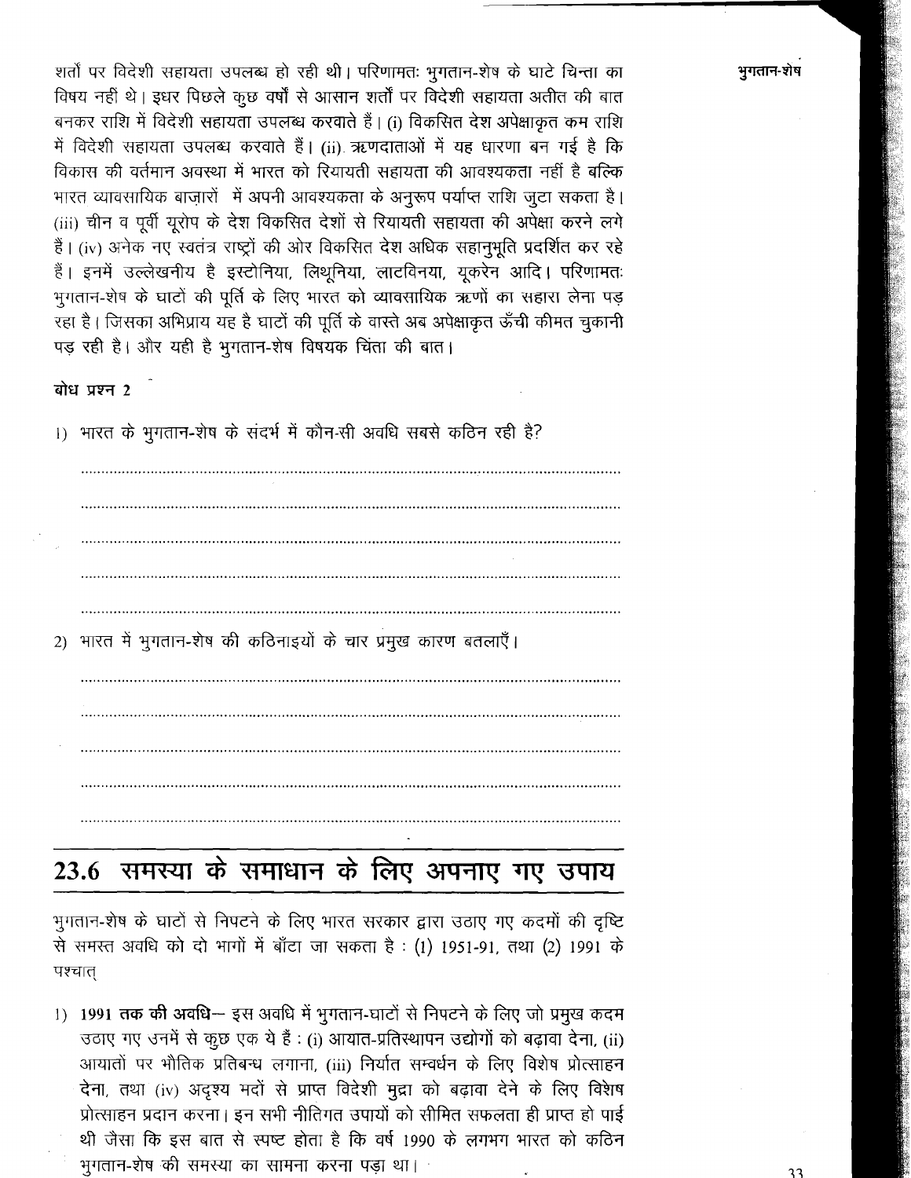शर्तों पर विदेशी सहायता उपलब्ध हो रही थी। परिणामतः भुगतान-शेष के घाटे चिन्ता का विषय नहीं थे। इधर पिछले कुछ वर्षों से आसान शर्तों पर विदेशी सहायता अतीत की बात बनकर राशि में विदेशी सहायता उपलब्ध करवाते हैं। (i) विकसित देश अपेक्षाकृत कम राशि में विदेशी सहायता उपलब्ध करवाते हैं। (ii) ऋणदाताओं में यह धारणा बन गई है कि विकास की वर्तमान अवस्था में भारत को रियायती सहायता की आवश्यकता नहीं है बल्कि भारत व्यावसायिक बाज़ारों में अपनी आवश्यकता के अनुरूप पर्याप्त राशि जुटा सकता है। (iii) चीन व पूर्वी यूरोप के देश विकसित देशों से रियायती सहायता की अपेक्षा करने लगे हैं। (iv) अनेक नए स्वतंत्र राष्ट्रों की ओर विकसित देश अधिक सहानुभूति प्रदर्शित कर रहे हैं। इनमें उल्लेखनीय है इस्टोनिया, लिथूनिया, लाटविनया, यूक्रेन आदि। परिणामतः भुगतान-शेष के घाटों की पूर्ति के लिए भारत को व्यावसायिक ऋणों का सहारा लेना पड़ रहा है। जिसका अभिप्राय यह है घाटों की पूर्ति के वास्ते अब अपेक्षाकृत ऊँची कीमत चुकानी पड़ रही है। और यही है भुगतान-शेष विषयक चिंता की बात।

**बोध प्रश्न 2**

1) भारत के भुगतान-शेष के संदर्भ में कौन-सी अवधि सबसे कठिन रही है?

.....................................................................................................................

.....................................................................................................................

.....................................................................................................................

.....................................................................................................................

.....................................................................................................................

2) भारत में भुगतान-शेष की कठिनाइयों के चार प्रमुख कारण बतलाएँ।

.....................................................................................................................

.....................................................................................................................

.....................................................................................................................

.....................................................................................................................

.....................................................................................................................

## 23.6 समस्या के समाधान के लिए अपनाए गए उपाय

भुगतान-शेष के घाटों से निपटने के लिए भारत सरकार द्वारा उठाए गए कदमों की दृष्टि से समस्त अवधि को दो भागों में बाँटा जा सकता है : (1) 1951-91, तथा (2) 1991 के पश्चात्

1) **1991 तक की अवधि**— इस अवधि में भुगतान-घाटों से निपटने के लिए जो प्रमुख कदम उठाए गए उनमें से कुछ एक ये हैं : (i) आयात-प्रतिस्थापन उद्योगों को बढ़ावा देना, (ii) आयातों पर भौतिक प्रतिबन्ध लगाना, (iii) निर्यात सम्वर्धन के लिए विशेष प्रोत्साहन देना, तथा (iv) अदृश्य मदों से प्राप्त विदेशी मुद्रा को बढ़ावा देने के लिए विशेष प्रोत्साहन प्रदान करना। इन सभी नीतिगत उपायों को सीमित सफलता ही प्राप्त हो पाई थी जैसा कि इस बात से स्पष्ट होता है कि वर्ष 1990 के लगभग भारत को कठिन भुगतान-शेष की समस्या का सामना करना पड़ा था।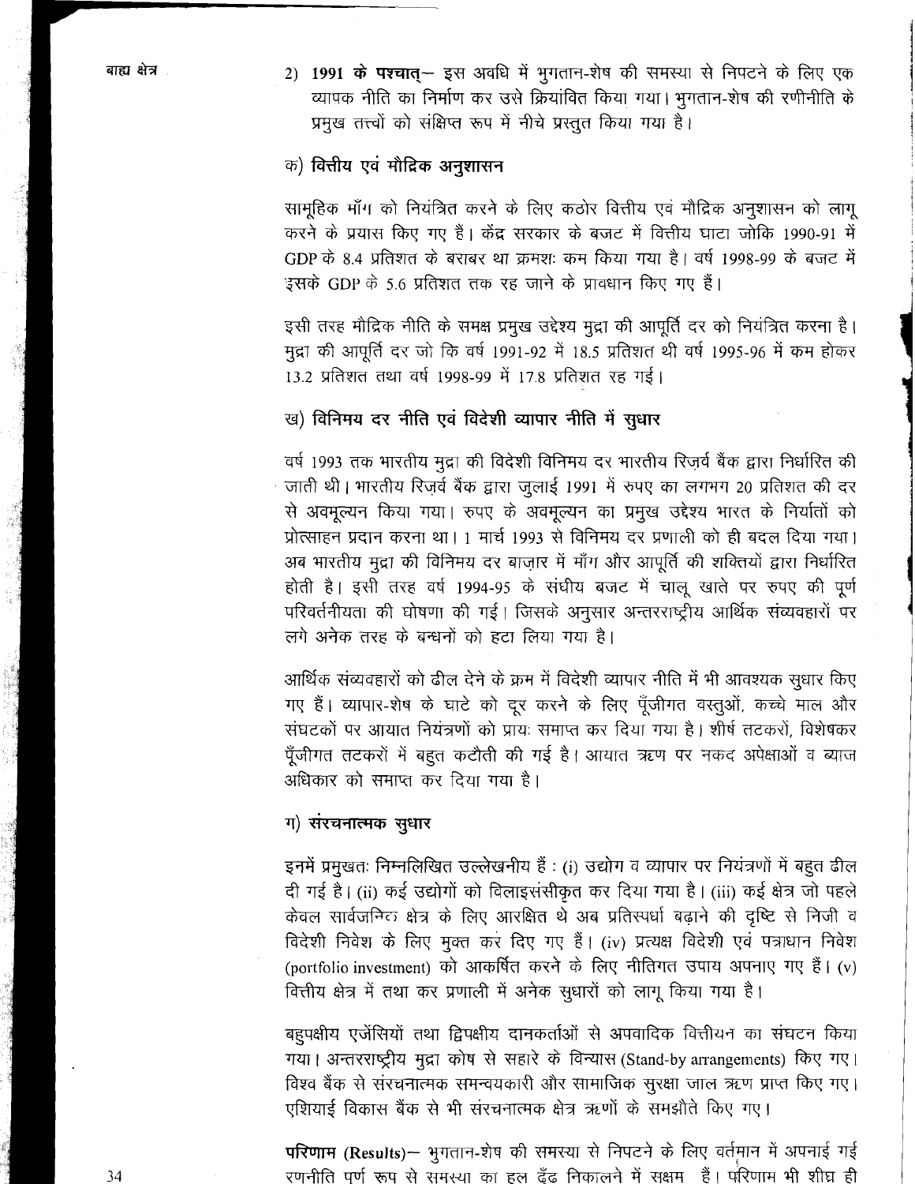2) **1991 के पश्चात्**— इस अवधि में भुगतान-शेष की समस्या से निपटने के लिए एक व्यापक नीति का निर्माण कर उसे क्रियांवित किया गया। भुगतान-शेष की रणीनीति के प्रमुख तत्त्वों को संक्षिप्त रूप में नीचे प्रस्तुत किया गया है।

### क) वित्तीय एवं मौद्रिक अनुशासन

सामूहिक माँग को नियंत्रित करने के लिए कठोर वित्तीय एवं मौद्रिक अनुशासन को लागू करने के प्रयास किए गए हैं। केंद्र सरकार के बजट में वित्तीय घाटा जोकि 1990-91 में GDP के 8.4 प्रतिशत के बराबर था क्रमशः कम किया गया है। वर्ष 1998-99 के बजट में इसके GDP के 5.6 प्रतिशत तक रह जाने के प्रावधान किए गए हैं।

इसी तरह मौद्रिक नीति के समक्ष प्रमुख उद्देश्य मुद्रा की आपूर्ति दर को नियंत्रित करना है। मुद्रा की आपूर्ति दर जो कि वर्ष 1991-92 में 18.5 प्रतिशत थी वर्ष 1995-96 में कम होकर 13.2 प्रतिशत तथा वर्ष 1998-99 में 17.8 प्रतिशत रह गई।

### ख) विनिमय दर नीति एवं विदेशी व्यापार नीति में सुधार

वर्ष 1993 तक भारतीय मुद्रा की विदेशी विनिमय दर भारतीय रिज़र्व बैंक द्वारा निर्धारित की जाती थी। भारतीय रिज़र्व बैंक द्वारा जुलाई 1991 में रुपए का लगभग 20 प्रतिशत की दर से अवमूल्यन किया गया। रुपए के अवमूल्यन का प्रमुख उद्देश्य भारत के निर्यातों को प्रोत्साहन प्रदान करना था। 1 मार्च 1993 से विनिमय दर प्रणाली को ही बदल दिया गया। अब भारतीय मुद्रा की विनिमय दर बाज़ार में माँग और आपूर्ति की शक्तियों द्वारा निर्धारित होती है। इसी तरह वर्ष 1994-95 के संघीय बजट में चालू खाते पर रुपए की पूर्ण परिवर्तनीयता की घोषणा की गई। जिसके अनुसार अन्तरराष्ट्रीय आर्थिक संव्यवहारों पर लगे अनेक तरह के बन्धनों को हटा लिया गया है।

आर्थिक संव्यवहारों को ढील देने के क्रम में विदेशी व्यापार नीति में भी आवश्यक सुधार किए गए हैं। व्यापार-शेष के घाटे को दूर करने के लिए पूँजीगत वस्तुओं, कच्चे माल और संघटकों पर आयात नियंत्रणों को प्रायः समाप्त कर दिया गया है। शीर्ष तटकरों, विशेषकर पूँजीगत तटकरों में बहुत कटौती की गई है। आयात ऋण पर नकद अपेक्षाओं व ब्याज अधिकार को समाप्त कर दिया गया है।

### ग) संरचनात्मक सुधार

इनमें प्रमुखतः निम्नलिखित उल्लेखनीय हैं : (i) उद्योग व व्यापार पर नियंत्रणों में बहुत ढील दी गई है। (ii) कई उद्योगों को विलाइसंसीकृत कर दिया गया है। (iii) कई क्षेत्र जो पहले केवल सार्वजनिक क्षेत्र के लिए आरक्षित थे अब प्रतिस्पर्धा बढ़ाने की दृष्टि से निजी व विदेशी निवेश के लिए मुक्त कर दिए गए हैं। (iv) प्रत्यक्ष विदेशी एवं पत्राधान निवेश (portfolio investment) को आकर्षित करने के लिए नीतिगत उपाय अपनाए गए हैं। (v) वित्तीय क्षेत्र में तथा कर प्रणाली में अनेक सुधारों को लागू किया गया है।

बहुपक्षीय एजेंसियों तथा द्विपक्षीय दानकर्ताओं से अपवादिक वित्तीयन का संघटन किया गया। अन्तरराष्ट्रीय मुद्रा कोष से सहारे के विन्यास (Stand-by arrangements) किए गए। विश्व बैंक से संरचनात्मक समन्वयकारी और सामाजिक सुरक्षा जाल ऋण प्राप्त किए गए। एशियाई विकास बैंक से भी संरचनात्मक क्षेत्र ऋणों के समझौते किए गए।

**परिणाम (Results)**— भुगतान-शेष की समस्या से निपटने के लिए वर्तमान में अपनाई गई रणनीति पूर्ण रूप से समस्या का हल ढूँढ निकालने में सक्षम हैं। परिणाम भी शीघ्र ही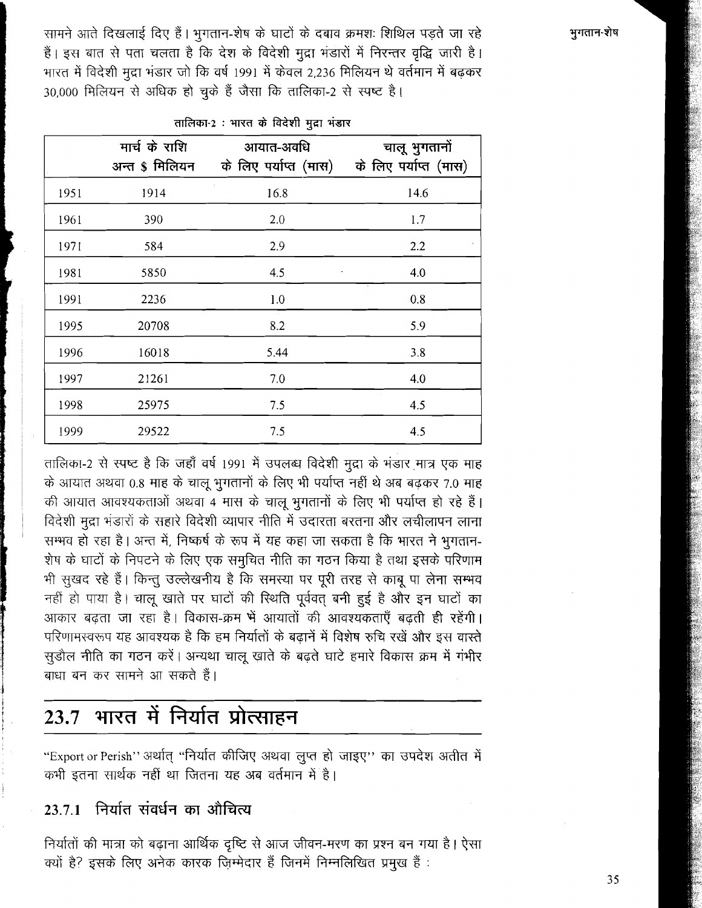सामने आते दिखलाई दिए हैं। भुगतान-शेष के घाटों के दबाव क्रमशः शिथिल पड़ते जा रहे हैं। इस बात से पता चलता है कि देश के विदेशी मुद्रा भंडारों में निरन्तर वृद्धि जारी है। भारत में विदेशी मुद्रा भंडार जो कि वर्ष 1991 में केवल 2,236 मिलियन थे वर्तमान में बढ़कर 30,000 मिलियन से अधिक हो चुके हैं जैसा कि तालिका-2 से स्पष्ट है।

**तालिका-2 : भारत के विदेशी मुद्रा भंडार**

| | मार्च के राशि अन्त \$ मिलियन | आयात-अवधि के लिए पर्याप्त (मास) | चालू भुगतानों के लिए पर्याप्त (मास) |
|---|---|---|---|
| 1951 | 1914 | 16.8 | 14.6 |
| 1961 | 390 | 2.0 | 1.7 |
| 1971 | 584 | 2.9 | 2.2 |
| 1981 | 5850 | 4.5 | 4.0 |
| 1991 | 2236 | 1.0 | 0.8 |
| 1995 | 20708 | 8.2 | 5.9 |
| 1996 | 16018 | 5.44 | 3.8 |
| 1997 | 21261 | 7.0 | 4.0 |
| 1998 | 25975 | 7.5 | 4.5 |
| 1999 | 29522 | 7.5 | 4.5 |

तालिका-2 से स्पष्ट है कि जहाँ वर्ष 1991 में उपलब्ध विदेशी मुद्रा के भंडार मात्र एक माह के आयात अथवा 0.8 माह के चालू भुगतानों के लिए भी पर्याप्त नहीं थे अब बढ़कर 7.0 माह की आयात आवश्यकताओं अथवा 4 मास के चालू भुगतानों के लिए भी पर्याप्त हो रहे हैं। विदेशी मुद्रा भंडारों के सहारे विदेशी व्यापार नीति में उदारता बरतना और लचीलापन लाना सम्भव हो रहा है। अन्त में, निष्कर्ष के रूप में यह कहा जा सकता है कि भारत ने भुगतान-शेष के घाटों के निपटने के लिए एक समुचित नीति का गठन किया है तथा इसके परिणाम भी सुखद रहे हैं। किन्तु उल्लेखनीय है कि समस्या पर पूरी तरह से काबू पा लेना सम्भव नहीं हो पाया है। चालू खाते पर घाटों की स्थिति पूर्ववत् बनी हुई है और इन घाटों का आकार बढ़ता जा रहा है। विकास-क्रम में आयातों की आवश्यकताएँ बढ़ती ही रहेंगी। परिणामस्वरूप यह आवश्यक है कि हम निर्यातों के बढ़ाने में विशेष रुचि रखें और इस वास्ते सुडौल नीति का गठन करें। अन्यथा चालू ख़ाते के बढ़ते घाटे हमारे विकास क्रम में गंभीर बाधा बन कर सामने आ सकते हैं।

## 23.7 भारत में निर्यात प्रोत्साहन

"Export or Perish" अर्थात् "निर्यात कीजिए अथवा लुप्त हो जाइए" का उपदेश अतीत में कभी इतना सार्थक नहीं था जितना यह अब वर्तमान में है।

### 23.7.1 निर्यात संवर्धन का औचित्य

निर्यातों की मात्रा को बढ़ाना आर्थिक दृष्टि से आज जीवन-मरण का प्रश्न बन गया है। ऐसा क्यों है? इसके लिए अनेक कारक ज़िम्मेदार हैं जिनमें निम्नलिखित प्रमुख हैं :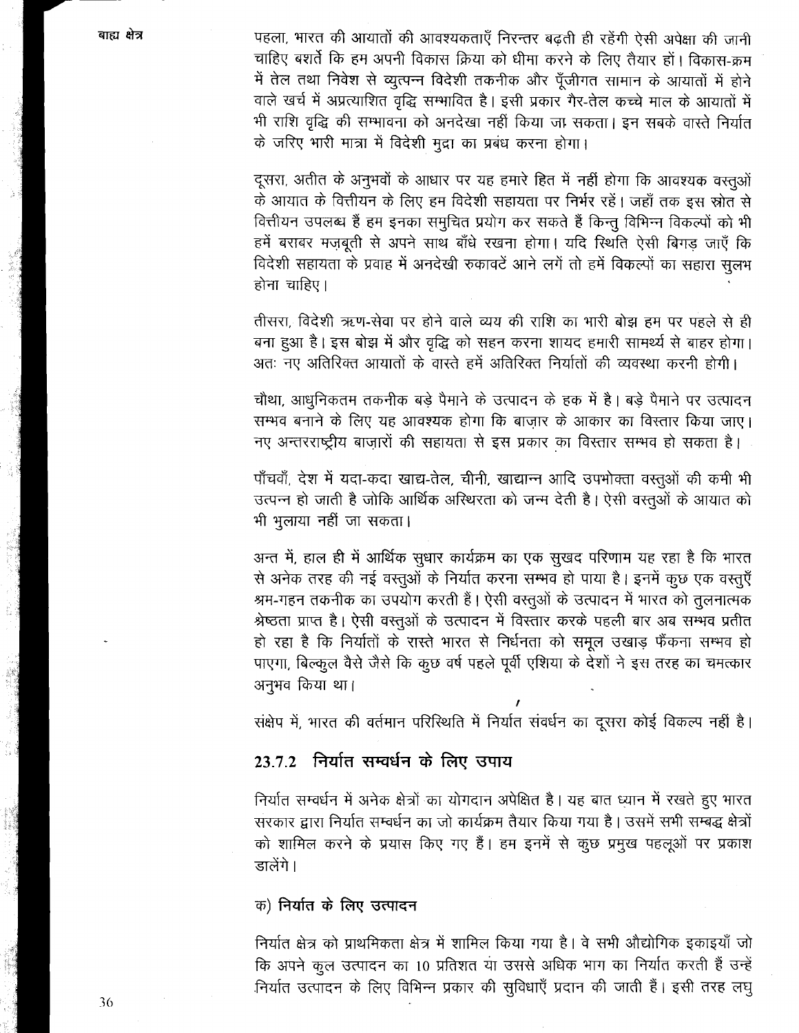पहला, भारत की आयातों की आवश्यकताएँ निरन्तर बढ़ती ही रहेंगी ऐसी अपेक्षा की जानी चाहिए बशर्ते कि हम अपनी विकास क्रिया को धीमा करने के लिए तैयार हों। विकास-क्रम में तेल तथा निवेश से व्युत्पन्न विदेशी तकनीक और पूँजीगत सामान के आयातों में होने वाले खर्च में अप्रत्याशित वृद्धि सम्भावित है। इसी प्रकार गैर-तेल कच्चे माल के आयातों में भी राशि वृद्धि की सम्भावना को अनदेखा नहीं किया जा सकता। इन सबके वास्ते निर्यात के जरिए भारी मात्रा में विदेशी मुद्रा का प्रबंध करना होगा।

दूसरा, अतीत के अनुभवों के आधार पर यह हमारे हित में नहीं होगा कि आवश्यक वस्तुओं के आयात के वित्तीयन के लिए हम विदेशी सहायता पर निर्भर रहें। जहाँ तक इस स्रोत से वित्तीयन उपलब्ध हैं हम इनका समुचित प्रयोग कर सकते हैं किन्तु विभिन्न विकल्पों को भी हमें बराबर मज़बूती से अपने साथ बाँधे रखना होगा। यदि स्थिति ऐसी बिगड़ जाएँ कि विदेशी सहायता के प्रवाह में अनदेखी रुकावटें आने लगें तो हमें विकल्पों का सहारा सुलभ होना चाहिए।

तीसरा, विदेशी ऋण-सेवा पर होने वाले व्यय की राशि का भारी बोझ हम पर पहले से ही बना हुआ है। इस बोझ में और वृद्धि को सहन करना शायद हमारी सामर्थ्य से बाहर होगा। अतः नए अतिरिक्त आयातों के वास्ते हमें अतिरिक्त निर्यातों की व्यवस्था करनी होगी।

चौथा, आधुनिकतम तकनीक बड़े पैमाने के उत्पादन के हक में है। बड़े पैमाने पर उत्पादन सम्भव बनाने के लिए यह आवश्यक होगा कि बाज़ार के आकार का विस्तार किया जाए। नए अन्तरराष्ट्रीय बाज़ारों की सहायता से इस प्रकार का विस्तार सम्भव हो सकता है।

पाँचवाँ, देश में यदा-कदा खाद्य-तेल, चीनी, खाद्यान्न आदि उपभोक्ता वस्तुओं की कमी भी उत्पन्न हो जाती है जोकि आर्थिक अस्थिरता को जन्म देती है। ऐसी वस्तुओं के आयात को भी भुलाया नहीं जा सकता।

अन्त में, हाल ही में आर्थिक सुधार कार्यक्रम का एक सुखद परिणाम यह रहा है कि भारत से अनेक तरह की नई वस्तुओं के निर्यात करना सम्भव हो पाया है। इनमें कुछ एक वस्तुएँ श्रम-गहन तकनीक का उपयोग करती हैं। ऐसी वस्तुओं के उत्पादन में भारत को तुलनात्मक श्रेष्ठता प्राप्त है। ऐसी वस्तुओं के उत्पादन में विस्तार करके पहली बार अब सम्भव प्रतीत हो रहा है कि निर्यातों के रास्ते भारत से निर्धनता को समूल उखाड़ फैंकना सम्भव हो पाएगा, बिल्कुल वैसे जैसे कि कुछ वर्ष पहले पूर्वी एशिया के देशों ने इस तरह का चमत्कार अनुभव किया था।

संक्षेप में, भारत की वर्तमान परिस्थिति में निर्यात संवर्धन का दूसरा कोई विकल्प नहीं है।

### 23.7.2 निर्यात सम्वर्धन के लिए उपाय

निर्यात सम्वर्धन में अनेक क्षेत्रों का योगदान अपेक्षित है। यह बात ध्यान में रखते हुए भारत सरकार द्वारा निर्यात सम्वर्धन का जो कार्यक्रम तैयार किया गया है। उसमें सभी सम्बद्ध क्षेत्रों को शामिल करने के प्रयास किए गए हैं। हम इनमें से कुछ प्रमुख पहलूओं पर प्रकाश डालेंगे।

#### क) निर्यात के लिए उत्पादन

निर्यात क्षेत्र को प्राथमिकता क्षेत्र में शामिल किया गया है। वे सभी औद्योगिक इकाइयाँ जो कि अपने कुल उत्पादन का 10 प्रतिशत या उससे अधिक भाग का निर्यात करती हैं उन्हें निर्यात उत्पादन के लिए विभिन्न प्रकार की सुविधाएँ प्रदान की जाती हैं। इसी तरह लघु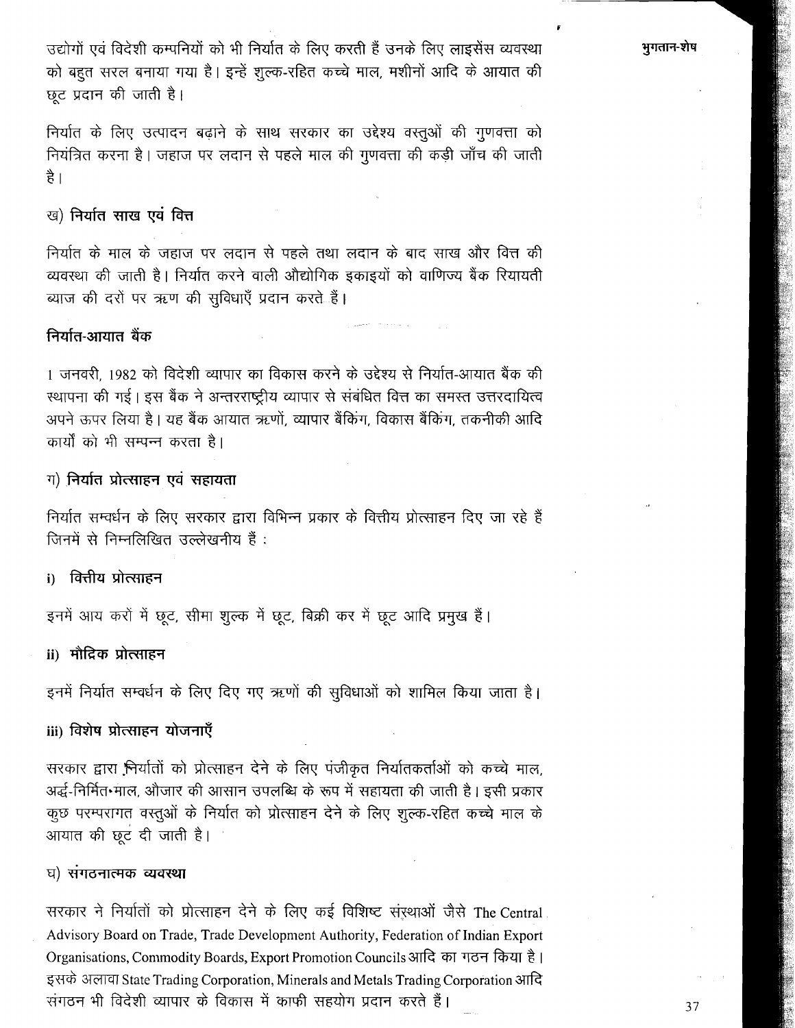उद्योगों एवं विदेशी कम्पनियों को भी निर्यात के लिए करती हैं उनके लिए लाइसेंस व्यवस्था को बहुत सरल बनाया गया है। इन्हें शुल्क-रहित कच्चे माल, मशीनों आदि के आयात की छूट प्रदान की जाती है।

निर्यात के लिए उत्पादन बढ़ाने के साथ सरकार का उद्देश्य वस्तुओं की गुणवत्ता को नियंत्रित करना है। जहाज पर लदान से पहले माल की गुणवत्ता की कड़ी जाँच की जाती है।

### ख) निर्यात साख एवं वित्त

निर्यात के माल के जहाज पर लदान से पहले तथा लदान के बाद साख और वित्त की व्यवस्था की जाती है। निर्यात करने वाली औद्योगिक इकाइयों को वाणिज्य बैंक रियायती ब्याज की दरों पर ऋण की सुविधाएँ प्रदान करते हैं।

### निर्यात-आयात बैंक

1 जनवरी, 1982 को विदेशी व्यापार का विकास करने के उद्देश्य से निर्यात-आयात बैंक की स्थापना की गई। इस बैंक ने अन्तरराष्ट्रीय व्यापार से संबंधित वित्त का समस्त उत्तरदायित्व अपने ऊपर लिया है। यह बैंक आयात ऋणों, व्यापार बैंकिंग, विकास बैंकिंग, तकनीकी आदि कार्यों को भी सम्पन्न करता है।

### ग) निर्यात प्रोत्साहन एवं सहायता

निर्यात सम्वर्धन के लिए सरकार द्वारा विभिन्न प्रकार के वित्तीय प्रोत्साहन दिए जा रहे हैं जिनमें से निम्नलिखित उल्लेखनीय हैं :

#### i) वित्तीय प्रोत्साहन

इनमें आय करों में छूट, सीमा शुल्क में छूट, बिक्री कर में छूट आदि प्रमुख हैं।

#### ii) मौद्रिक प्रोत्साहन

इनमें निर्यात सम्वर्धन के लिए दिए गए ऋणों की सुविधाओं को शामिल किया जाता है।

#### iii) विशेष प्रोत्साहन योजनाएँ

सरकार द्वारा निर्यातों को प्रोत्साहन देने के लिए पंजीकृत निर्यातकर्ताओं को कच्चे माल, अर्द्ध-निर्मित माल, औजार की आसान उपलब्धि के रूप में सहायता की जाती है। इसी प्रकार कुछ परम्परागत वस्तुओं के निर्यात को प्रोत्साहन देने के लिए शुल्क-रहित कच्चे माल के आयात की छूट दी जाती है।

### घ) संगठनात्मक व्यवस्था

सरकार ने निर्यातों को प्रोत्साहन देने के लिए कई विशिष्ट संस्थाओं जैसे The Central Advisory Board on Trade, Trade Development Authority, Federation of Indian Export Organisations, Commodity Boards, Export Promotion Councils आदि का गठन किया है। इसके अलावा State Trading Corporation, Minerals and Metals Trading Corporation आदि संगठन भी विदेशी व्यापार के विकास में काफी सहयोग प्रदान करते हैं।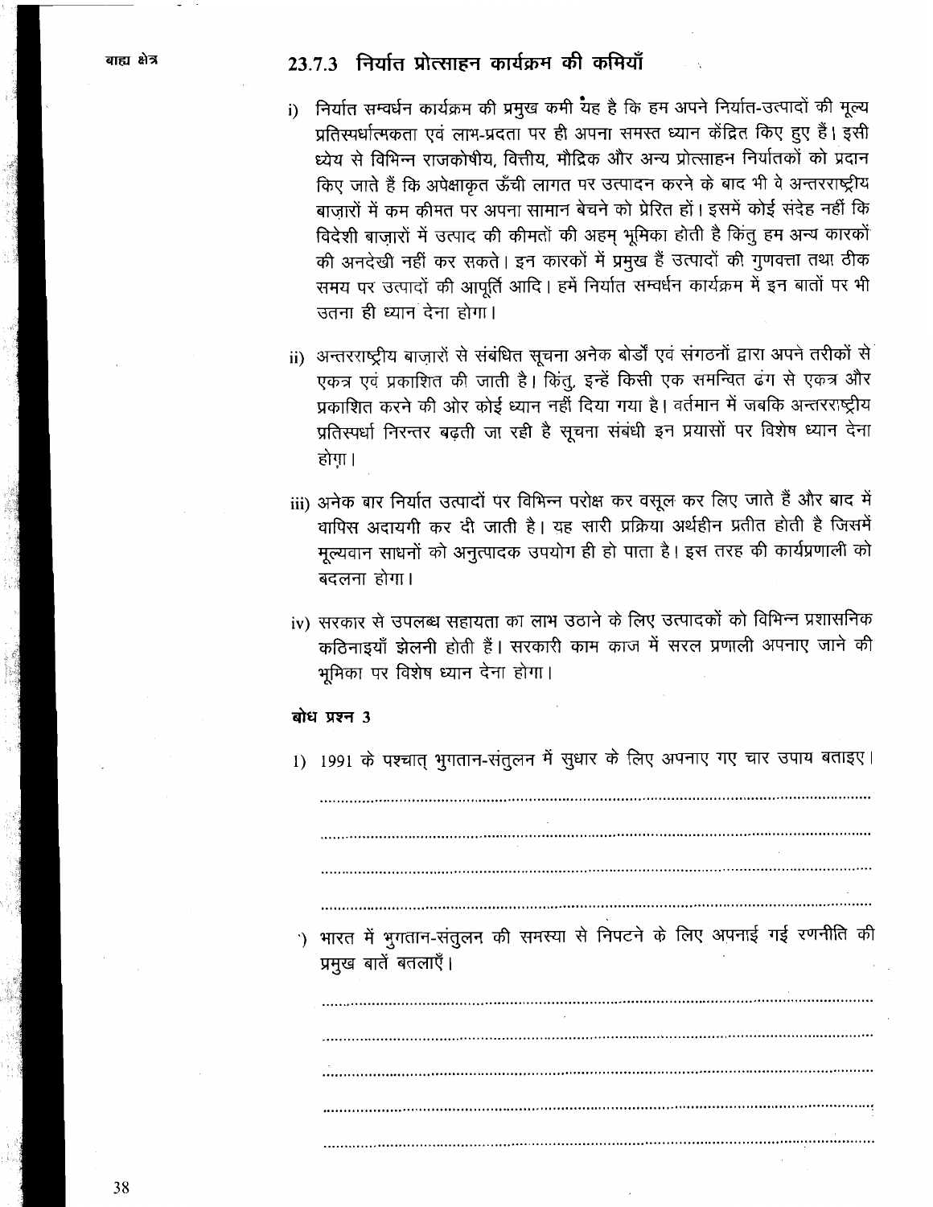### 23.7.3 निर्यात प्रोत्साहन कार्यक्रम की कमियाँ

i) निर्यात सम्वर्धन कार्यक्रम की प्रमुख कमी यह है कि हम अपने निर्यात-उत्पादों की मूल्य प्रतिस्पर्धात्मकता एवं लाभ-प्रदता पर ही अपना समस्त ध्यान केंद्रित किए हुए हैं। इसी ध्येय से विभिन्न राजकोषीय, वित्तीय, मौद्रिक और अन्य प्रोत्साहन निर्यातकों को प्रदान किए जाते हैं कि अपेक्षाकृत ऊँची लागत पर उत्पादन करने के बाद भी वे अन्तरराष्ट्रीय बाज़ारों में कम कीमत पर अपना सामान बेचने को प्रेरित हों। इसमें कोई संदेह नहीं कि विदेशी बाज़ारों में उत्पाद की कीमतों की अहम् भूमिका होती है किंतु हम अन्य कारकों की अनदेखी नहीं कर सकते। इन कारकों में प्रमुख हैं उत्पादों की गुणवत्ता तथा ठीक समय पर उत्पादों की आपूर्ति आदि। हमें निर्यात सम्वर्धन कार्यक्रम में इन बातों पर भी उतना ही ध्यान देना होगा।

ii) अन्तरराष्ट्रीय बाज़ारों से संबंधित सूचना अनेक बोर्डों एवं संगठनों द्वारा अपने तरीकों से एकत्र एवं प्रकाशित की जाती है। किंतु, इन्हें किसी एक समन्वित ढंग से एकत्र और प्रकाशित करने की ओर कोई ध्यान नहीं दिया गया है। वर्तमान में जबकि अन्तरराष्ट्रीय प्रतिस्पर्धा निरन्तर बढ़ती जा रही है सूचना संबंधी इन प्रयासों पर विशेष ध्यान देना होगा।

iii) अनेक बार निर्यात उत्पादों पर विभिन्न परोक्ष कर वसूल कर लिए जाते हैं और बाद में वापिस अदायगी कर दी जाती है। यह सारी प्रक्रिया अर्थहीन प्रतीत होती है जिसमें मूल्यवान साधनों को अनुत्पादक उपयोग ही हो पाता है। इस तरह की कार्यप्रणाली को बदलना होगा।

iv) सरकार से उपलब्ध सहायता का लाभ उठाने के लिए उत्पादकों को विभिन्न प्रशासनिक कठिनाइयाँ झेलनी होती हैं। सरकारी काम काज में सरल प्रणाली अपनाए जाने की भूमिका पर विशेष ध्यान देना होगा।

**बोध प्रश्न 3**

1) 1991 के पश्चात् भुगतान-संतुलन में सुधार के लिए अपनाए गए चार उपाय बताइए।

..........................................................................................................................

..........................................................................................................................

..........................................................................................................................

..........................................................................................................................

2) भारत में भुगतान-संतुलन की समस्या से निपटने के लिए अपनाई गई रणनीति की प्रमुख बातें बतलाएँ।

..........................................................................................................................

..........................................................................................................................

..........................................................................................................................

..........................................................................................................................

..........................................................................................................................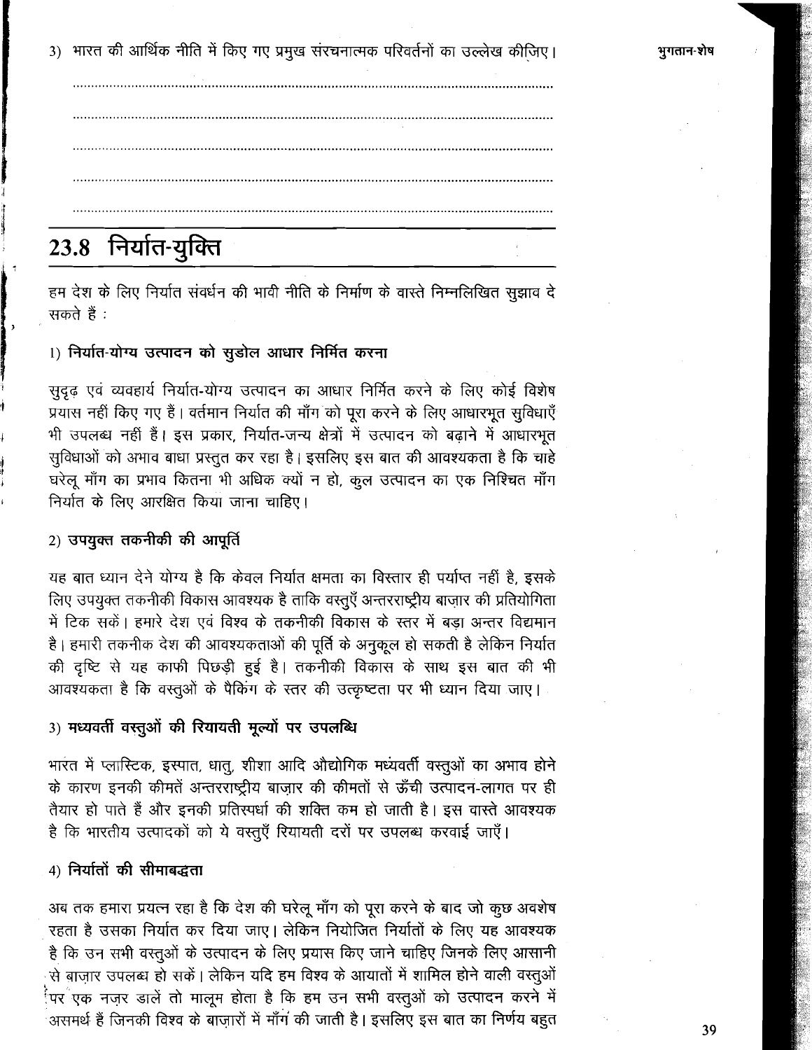3) भारत की आर्थिक नीति में किए गए प्रमुख संरचनात्मक परिवर्तनों का उल्लेख कीजिए।

.................................................................................................................

.................................................................................................................

.................................................................................................................

.................................................................................................................

.................................................................................................................

## 23.8 निर्यात-युक्ति

हम देश के लिए निर्यात संवर्धन की भावी नीति के निर्माण के वास्ते निम्नलिखित सुझाव दे सकते हैं :

### 1) निर्यात-योग्य उत्पादन को सुडोल आधार निर्मित करना

सुदृढ़ एवं व्यवहार्य निर्यात-योग्य उत्पादन का आधार निर्मित करने के लिए कोई विशेष प्रयास नहीं किए गए हैं। वर्तमान निर्यात की माँग को पूरा करने के लिए आधारभूत सुविधाएँ भी उपलब्ध नहीं हैं। इस प्रकार, निर्यात-जन्य क्षेत्रों में उत्पादन को बढ़ाने में आधारभूत सुविधाओं को अभाव बाधा प्रस्तुत कर रहा है। इसलिए इस बात की आवश्यकता है कि चाहे घरेलू माँग का प्रभाव कितना भी अधिक क्यों न हो, कुल उत्पादन का एक निश्चित माँग निर्यात के लिए आरक्षित किया जाना चाहिए।

### 2) उपयुक्त तकनीकी की आपूर्ति

यह बात ध्यान देने योग्य है कि केवल निर्यात क्षमता का विस्तार ही पर्याप्त नहीं है, इसके लिए उपयुक्त तकनीकी विकास आवश्यक है ताकि वस्तुएँ अन्तरराष्ट्रीय बाज़ार की प्रतियोगिता में टिक सकें। हमारे देश एवं विश्व के तकनीकी विकास के स्तर में बड़ा अन्तर विद्यमान है। हमारी तकनीक देश की आवश्यकताओं की पूर्ति के अनुकूल हो सकती है लेकिन निर्यात की दृष्टि से यह काफी पिछड़ी हुई है। तकनीकी विकास के साथ इस बात की भी आवश्यकता है कि वस्तुओं के पैकिंग के स्तर की उत्कृष्टता पर भी ध्यान दिया जाए।

### 3) मध्यवर्ती वस्तुओं की रियायती मूल्यों पर उपलब्धि

भारत में प्लास्टिक, इस्पात, धातु, शीशा आदि औद्योगिक मध्यवर्ती वस्तुओं का अभाव होने के कारण इनकी कीमतें अन्तरराष्ट्रीय बाज़ार की कीमतों से ऊँची उत्पादन-लागत पर ही तैयार हो पाते हैं और इनकी प्रतिस्पर्धा की शक्ति कम हो जाती है। इस वास्ते आवश्यक है कि भारतीय उत्पादकों को ये वस्तुएँ रियायती दरों पर उपलब्ध करवाई जाएँ।

### 4) निर्यातों की सीमाबद्धता

अब तक हमारा प्रयत्न रहा है कि देश की घरेलू माँग को पूरा करने के बाद जो कुछ अवशेष रहता है उसका निर्यात कर दिया जाए। लेकिन नियोजित निर्यातों के लिए यह आवश्यक है कि उन सभी वस्तुओं के उत्पादन के लिए प्रयास किए जाने चाहिए जिनके लिए आसानी से बाज़ार उपलब्ध हो सकें। लेकिन यदि हम विश्व के आयातों में शामिल होने वाली वस्तुओं पर एक नज़र डालें तो मालूम होता है कि हम उन सभी वस्तुओं को उत्पादन करने में असमर्थ हैं जिनकी विश्व के बाज़ारों में माँग की जाती है। इसलिए इस बात का निर्णय बहुत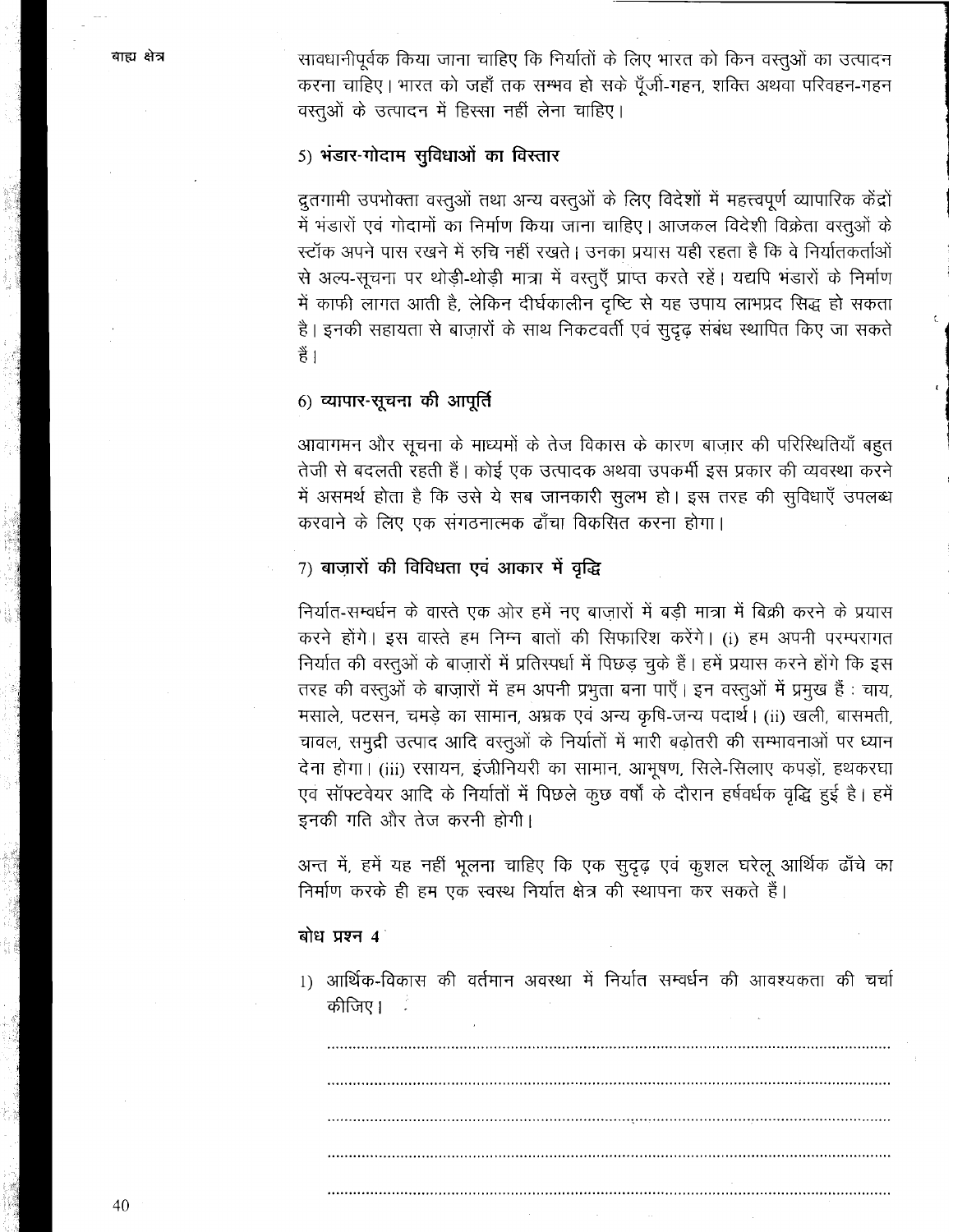सावधानीपूर्वक किया जाना चाहिए कि निर्यातों के लिए भारत को किन वस्तुओं का उत्पादन करना चाहिए। भारत को जहाँ तक सम्भव हो सके पूँजी-गहन, शक्ति अथवा परिवहन-गहन वस्तुओं के उत्पादन में हिस्सा नहीं लेना चाहिए।

### 5) भंडार-गोदाम सुविधाओं का विस्तार

द्रुतगामी उपभोक्ता वस्तुओं तथा अन्य वस्तुओं के लिए विदेशों में महत्त्वपूर्ण व्यापारिक केंद्रों में भंडारों एवं गोदामों का निर्माण किया जाना चाहिए। आजकल विदेशी विक्रेता वस्तुओं के स्टॉक अपने पास रखने में रुचि नहीं रखते। उनका प्रयास यही रहता है कि वे निर्यातकर्ताओं से अल्प-सूचना पर थोड़ी-थोड़ी मात्रा में वस्तुएँ प्राप्त करते रहें। यद्यपि भंडारों के निर्माण में काफी लागत आती है, लेकिन दीर्घकालीन दृष्टि से यह उपाय लाभप्रद सिद्ध हो सकता है। इनकी सहायता से बाज़ारों के साथ निकटवर्ती एवं सुदृढ़ संबंध स्थापित किए जा सकते हैं।

### 6) व्यापार-सूचना की आपूर्ति

आवागमन और सूचना के माध्यमों के तेज विकास के कारण बाज़ार की परिस्थितियाँ बहुत तेजी से बदलती रहती हैं। कोई एक उत्पादक अथवा उपकर्मी इस प्रकार की व्यवस्था करने में असमर्थ होता है कि उसे ये सब जानकारी सुलभ हो। इस तरह की सुविधाएँ उपलब्ध करवाने के लिए एक संगठनात्मक ढाँचा विकसित करना होगा।

### 7) बाज़ारों की विविधता एवं आकार में वृद्धि

निर्यात-सम्वर्धन के वास्ते एक ओर हमें नए बाज़ारों में बड़ी मात्रा में बिक्री करने के प्रयास करने होंगे। इस वास्ते हम निम्न बातों की सिफारिश करेंगे। (i) हम अपनी परम्परागत निर्यात की वस्तुओं के बाज़ारों में प्रतिस्पर्धा में पिछड़ चुके हैं। हमें प्रयास करने होंगे कि इस तरह की वस्तुओं के बाज़ारों में हम अपनी प्रभुता बना पाएँ। इन वस्तुओं में प्रमुख हैं : चाय, मसाले, पटसन, चमड़े का सामान, अभ्रक एवं अन्य कृषि-जन्य पदार्थ। (ii) खली, बासमती, चावल, समुद्री उत्पाद आदि वस्तुओं के निर्यातों में भारी बढ़ोतरी की सम्भावनाओं पर ध्यान देना होगा। (iii) रसायन, इंजीनियरी का सामान, आभूषण, सिले-सिलाए कपड़ों, हथकरघा एवं सॉफ्टवेयर आदि के निर्यातों में पिछले कुछ वर्षों के दौरान हर्षवर्धक वृद्धि हुई है। हमें इनकी गति और तेज करनी होगी।

अन्त में, हमें यह नहीं भूलना चाहिए कि एक सुदृढ़ एवं कुशल घरेलू आर्थिक ढाँचे का निर्माण करके ही हम एक स्वस्थ निर्यात क्षेत्र की स्थापना कर सकते हैं।

**बोध प्रश्न 4**

1) आर्थिक-विकास की वर्तमान अवस्था में निर्यात सम्वर्धन की आवश्यकता की चर्चा कीजिए।

......................................................................................................

......................................................................................................

......................................................................................................

......................................................................................................

......................................................................................................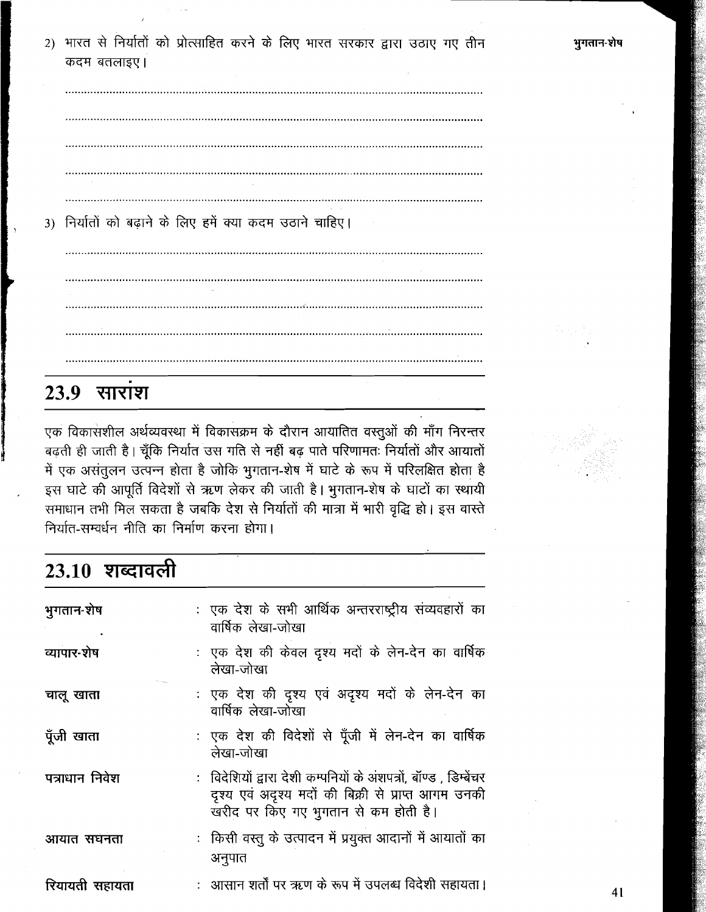2) भारत से निर्यातों को प्रोत्साहित करने के लिए भारत सरकार द्वारा उठाए गए तीन कदम बतलाइए।

.................................................................................................................

.................................................................................................................

.................................................................................................................

.................................................................................................................

.................................................................................................................

3) निर्यातों को बढ़ाने के लिए हमें क्या कदम उठाने चाहिए।

.................................................................................................................

.................................................................................................................

.................................................................................................................

.................................................................................................................

.................................................................................................................

## 23.9 सारांश

एक विकासशील अर्थव्यवस्था में विकासक्रम के दौरान आयातित वस्तुओं की माँग निरन्तर बढ़ती ही जाती है। चूँकि निर्यात उस गति से नहीं बढ़ पाते परिणामतः निर्यातों और आयातों में एक असंतुलन उत्पन्न होता है जोकि भुगतान-शेष में घाटे के रूप में परिलक्षित होता है इस घाटे की आपूर्ति विदेशों से ऋण लेकर की जाती है। भुगतान-शेष के घाटों का स्थायी समाधान तभी मिल सकता है जबकि देश से निर्यातों की मात्रा में भारी वृद्धि हो। इस वास्ते निर्यात-सम्वर्धन नीति का निर्माण करना होगा।

## 23.10 शब्दावली

**भुगतान-शेष** : एक देश के सभी आर्थिक अन्तरराष्ट्रीय संव्यवहारों का वार्षिक लेखा-जोखा

**व्यापार-शेष** : एक देश की केवल दृश्य मदों के लेन-देन का वार्षिक लेखा-जोखा

**चालू खाता** : एक देश की दृश्य एवं अदृश्य मदों के लेन-देन का वार्षिक लेखा-जोखा

**पूँजी खाता** : एक देश की विदेशों से पूँजी में लेन-देन का वार्षिक लेखा-जोखा

**पत्राधान निवेश** : विदेशियों द्वारा देशी कम्पनियों के अंशपत्रों, बॉण्ड , डिम्बेंचर दृश्य एवं अदृश्य मदों की बिक्री से प्राप्त आगम उनकी खरीद पर किए गए भुगतान से कम होती है।

**आयात सघनता** : किसी वस्तु के उत्पादन में प्रयुक्त आदानों में आयातों का अनुपात

**रियायती सहायता** : आसान शर्तों पर ऋण के रूप में उपलब्ध विदेशी सहायता।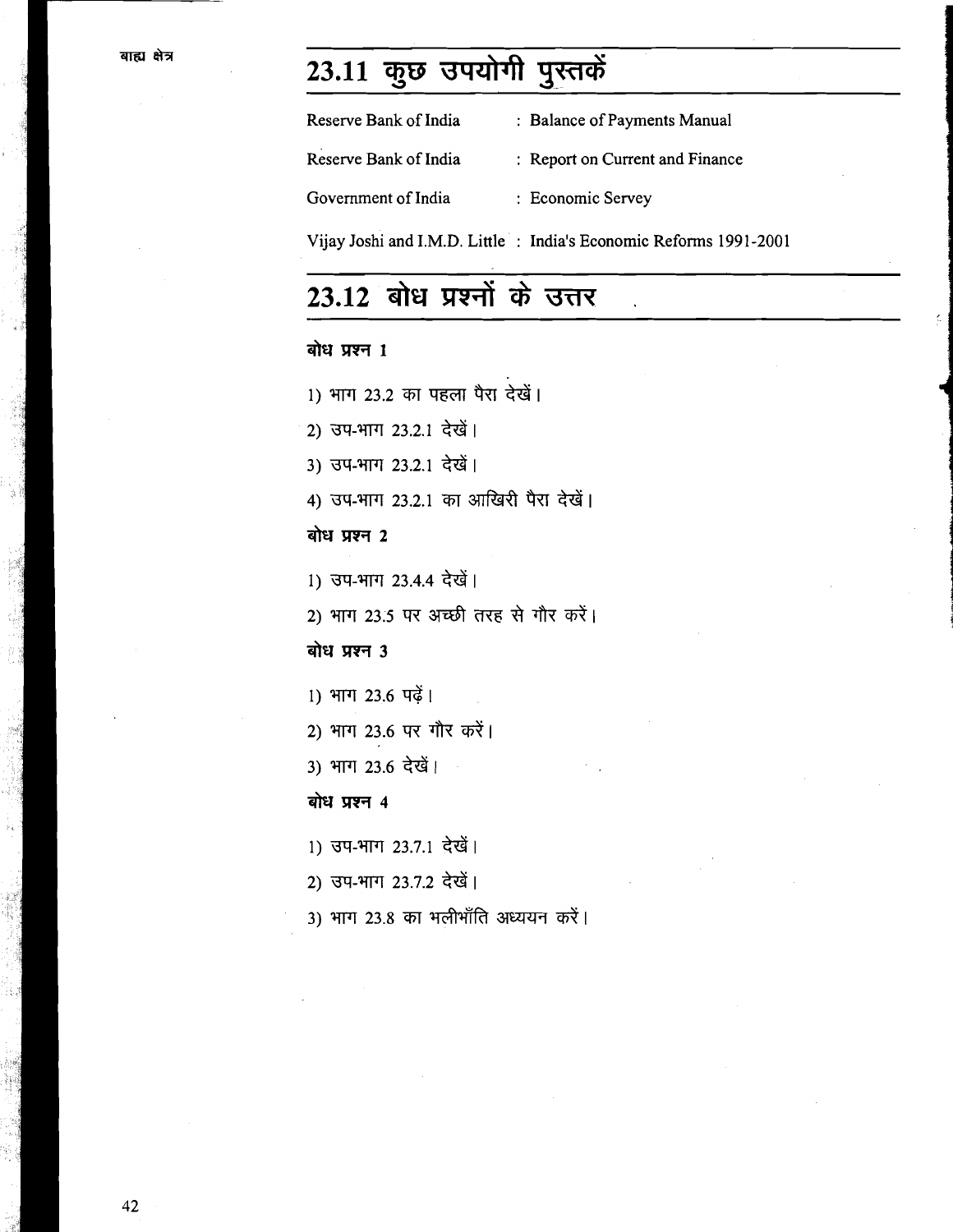## 23.11 कुछ उपयोगी पुस्तकें

| | |
|---|---|
| Reserve Bank of India | : Balance of Payments Manual |
| Reserve Bank of India | : Report on Current and Finance |
| Government of India | : Economic Servey |
| Vijay Joshi and I.M.D. Little | : India's Economic Reforms 1991-2001 |

## 23.12 बोध प्रश्नों के उत्तर

**बोध प्रश्न 1**

1) भाग 23.2 का पहला पैरा देखें।
2) उप-भाग 23.2.1 देखें।
3) उप-भाग 23.2.1 देखें।
4) उप-भाग 23.2.1 का आखिरी पैरा देखें।

**बोध प्रश्न 2**

1) उप-भाग 23.4.4 देखें।
2) भाग 23.5 पर अच्छी तरह से गौर करें।

**बोध प्रश्न 3**

1) भाग 23.6 पढ़ें।
2) भाग 23.6 पर गौर करें।
3) भाग 23.6 देखें।

**बोध प्रश्न 4**

1) उप-भाग 23.7.1 देखें।
2) उप-भाग 23.7.2 देखें।
3) भाग 23.8 का भलीभाँति अध्ययन करें।